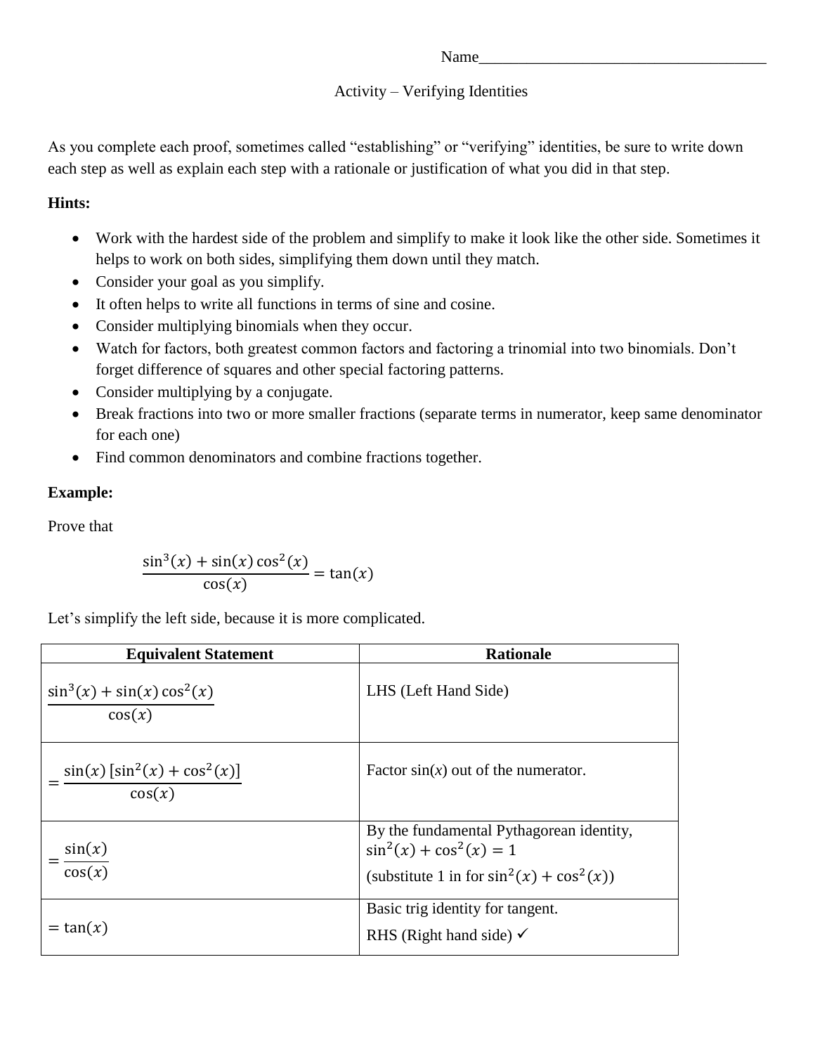Name____________________________________

Activity – Verifying Identities

As you complete each proof, sometimes called "establishing" or "verifying" identities, be sure to write down each step as well as explain each step with a rationale or justification of what you did in that step.

**Hints:**

- Work with the hardest side of the problem and simplify to make it look like the other side. Sometimes it helps to work on both sides, simplifying them down until they match.
- Consider your goal as you simplify.
- It often helps to write all functions in terms of sine and cosine.
- Consider multiplying binomials when they occur.
- Watch for factors, both greatest common factors and factoring a trinomial into two binomials. Don't forget difference of squares and other special factoring patterns.
- Consider multiplying by a conjugate.
- Break fractions into two or more smaller fractions (separate terms in numerator, keep same denominator for each one)
- Find common denominators and combine fractions together.

**Example:**

Prove that

$$\frac{\sin^3(x) + \sin(x)\cos^2(x)}{\cos(x)} = \tan(x)$$

Let's simplify the left side, because it is more complicated.

| Equivalent Statement | Rationale |
|---|---|
| $\dfrac{\sin^3(x) + \sin(x)\cos^2(x)}{\cos(x)}$ | LHS (Left Hand Side) |
| $= \dfrac{\sin(x)\,[\sin^2(x) + \cos^2(x)]}{\cos(x)}$ | Factor sin(*x*) out of the numerator. |
| $= \dfrac{\sin(x)}{\cos(x)}$ | By the fundamental Pythagorean identity, $\sin^2(x) + \cos^2(x) = 1$ (substitute 1 in for $\sin^2(x) + \cos^2(x)$) |
| $= \tan(x)$ | Basic trig identity for tangent. RHS (Right hand side) ✓ |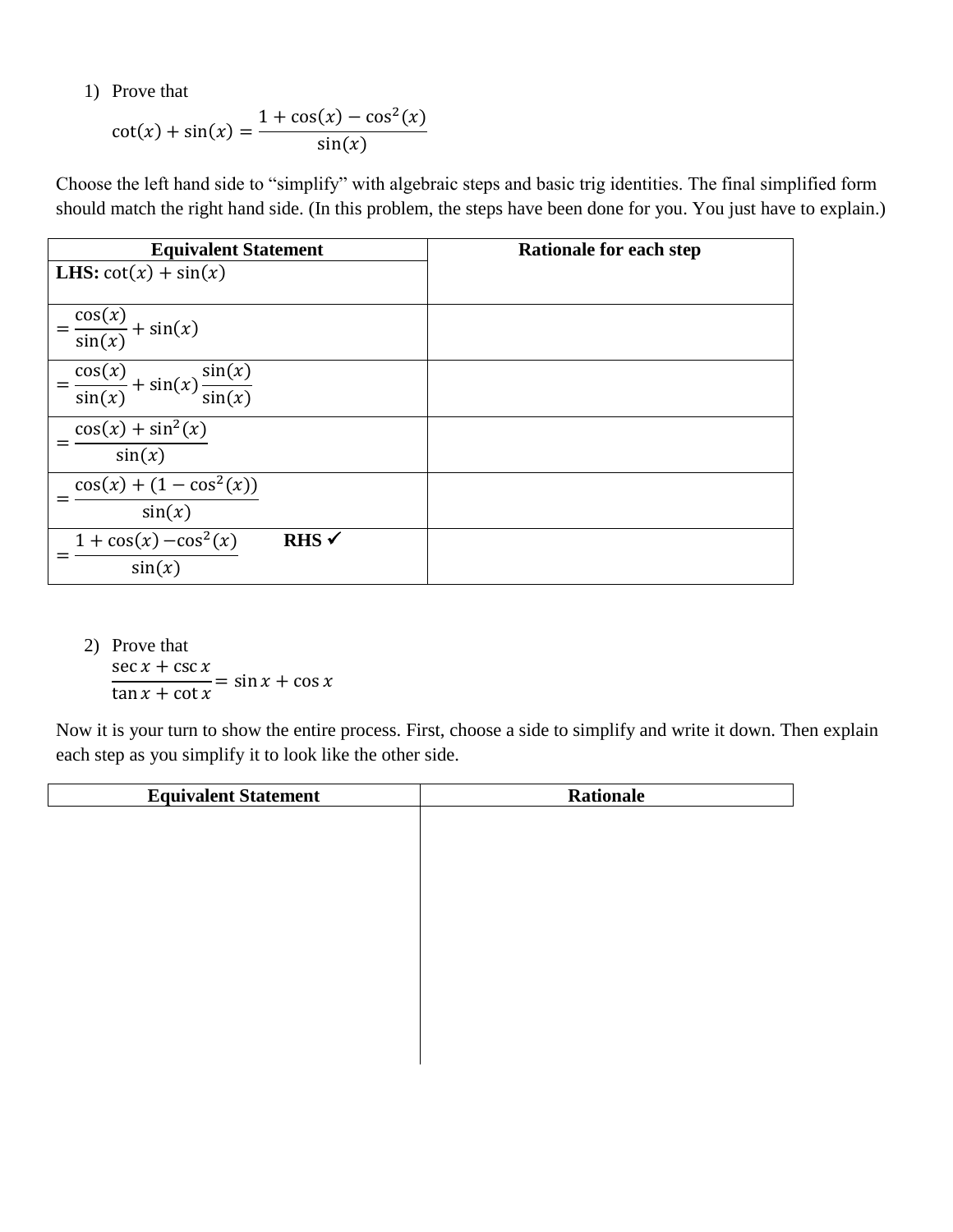1) Prove that

$$\cot(x) + \sin(x) = \frac{1 + \cos(x) - \cos^2(x)}{\sin(x)}$$

Choose the left hand side to "simplify" with algebraic steps and basic trig identities. The final simplified form should match the right hand side. (In this problem, the steps have been done for you. You just have to explain.)

| Equivalent Statement | Rationale for each step |
|---|---|
| **LHS:** $\cot(x) + \sin(x)$ | |
| $= \dfrac{\cos(x)}{\sin(x)} + \sin(x)$ | |
| $= \dfrac{\cos(x)}{\sin(x)} + \sin(x)\dfrac{\sin(x)}{\sin(x)}$ | |
| $= \dfrac{\cos(x) + \sin^2(x)}{\sin(x)}$ | |
| $= \dfrac{\cos(x) + (1 - \cos^2(x))}{\sin(x)}$ | |
| $= \dfrac{1 + \cos(x) - \cos^2(x)}{\sin(x)}$ **RHS** ✓ | |

2) Prove that

$$\frac{\sec x + \csc x}{\tan x + \cot x} = \sin x + \cos x$$

Now it is your turn to show the entire process. First, choose a side to simplify and write it down. Then explain each step as you simplify it to look like the other side.

| Equivalent Statement | Rationale |
|---|---|
| | |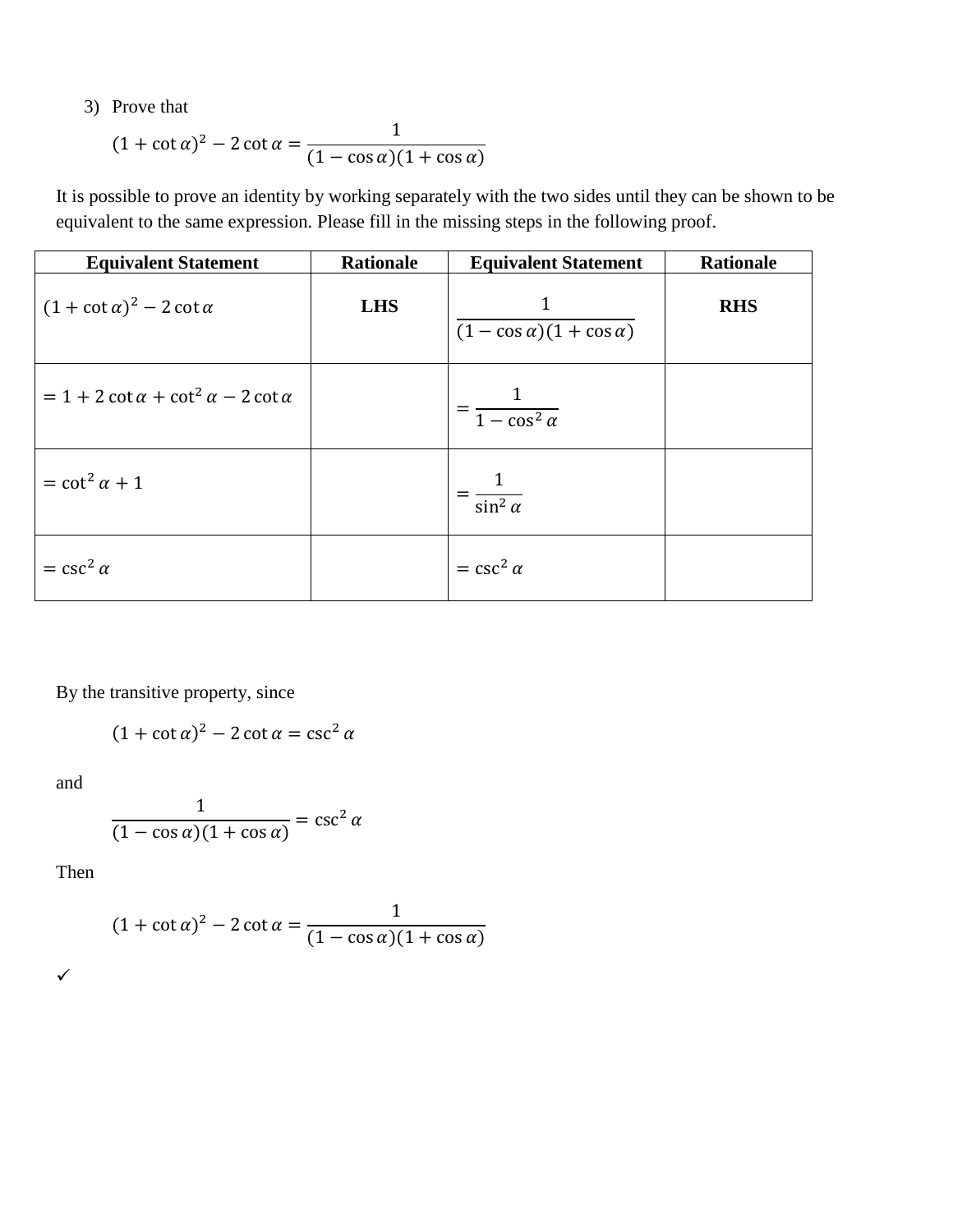3) Prove that

$$(1+\cot\alpha)^2 - 2\cot\alpha = \frac{1}{(1-\cos\alpha)(1+\cos\alpha)}$$

It is possible to prove an identity by working separately with the two sides until they can be shown to be equivalent to the same expression. Please fill in the missing steps in the following proof.

| Equivalent Statement | Rationale | Equivalent Statement | Rationale |
|---|---|---|---|
| $(1+\cot\alpha)^2 - 2\cot\alpha$ | **LHS** | $\dfrac{1}{(1-\cos\alpha)(1+\cos\alpha)}$ | **RHS** |
| $= 1 + 2\cot\alpha + \cot^2\alpha - 2\cot\alpha$ | | $= \dfrac{1}{1-\cos^2\alpha}$ | |
| $= \cot^2\alpha + 1$ | | $= \dfrac{1}{\sin^2\alpha}$ | |
| $= \csc^2\alpha$ | | $= \csc^2\alpha$ | |

By the transitive property, since

$$(1+\cot\alpha)^2 - 2\cot\alpha = \csc^2\alpha$$

and

$$\frac{1}{(1-\cos\alpha)(1+\cos\alpha)} = \csc^2\alpha$$

Then

$$(1+\cot\alpha)^2 - 2\cot\alpha = \frac{1}{(1-\cos\alpha)(1+\cos\alpha)}$$

✓